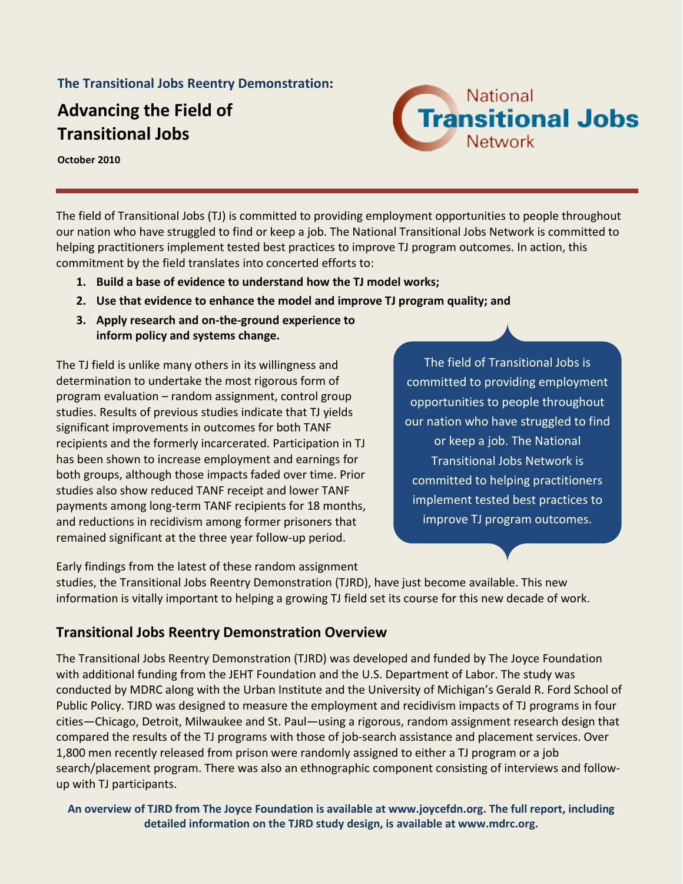**The Transitional Jobs Reentry Demonstration:**

# Advancing the Field of Transitional Jobs

**October 2010**

The field of Transitional Jobs (TJ) is committed to providing employment opportunities to people throughout our nation who have struggled to find or keep a job. The National Transitional Jobs Network is committed to helping practitioners implement tested best practices to improve TJ program outcomes. In action, this commitment by the field translates into concerted efforts to:

1. **Build a base of evidence to understand how the TJ model works;**
2. **Use that evidence to enhance the model and improve TJ program quality; and**
3. **Apply research and on-the-ground experience to inform policy and systems change.**

The TJ field is unlike many others in its willingness and determination to undertake the most rigorous form of program evaluation – random assignment, control group studies. Results of previous studies indicate that TJ yields significant improvements in outcomes for both TANF recipients and the formerly incarcerated. Participation in TJ has been shown to increase employment and earnings for both groups, although those impacts faded over time. Prior studies also show reduced TANF receipt and lower TANF payments among long-term TANF recipients for 18 months, and reductions in recidivism among former prisoners that remained significant at the three year follow-up period.

> The field of Transitional Jobs is committed to providing employment opportunities to people throughout our nation who have struggled to find or keep a job. The National Transitional Jobs Network is committed to helping practitioners implement tested best practices to improve TJ program outcomes.

Early findings from the latest of these random assignment studies, the Transitional Jobs Reentry Demonstration (TJRD), have just become available. This new information is vitally important to helping a growing TJ field set its course for this new decade of work.

## Transitional Jobs Reentry Demonstration Overview

The Transitional Jobs Reentry Demonstration (TJRD) was developed and funded by The Joyce Foundation with additional funding from the JEHT Foundation and the U.S. Department of Labor. The study was conducted by MDRC along with the Urban Institute and the University of Michigan's Gerald R. Ford School of Public Policy. TJRD was designed to measure the employment and recidivism impacts of TJ programs in four cities—Chicago, Detroit, Milwaukee and St. Paul—using a rigorous, random assignment research design that compared the results of the TJ programs with those of job-search assistance and placement services. Over 1,800 men recently released from prison were randomly assigned to either a TJ program or a job search/placement program. There was also an ethnographic component consisting of interviews and follow-up with TJ participants.

**An overview of TJRD from The Joyce Foundation is available at www.joycefdn.org. The full report, including detailed information on the TJRD study design, is available at www.mdrc.org.**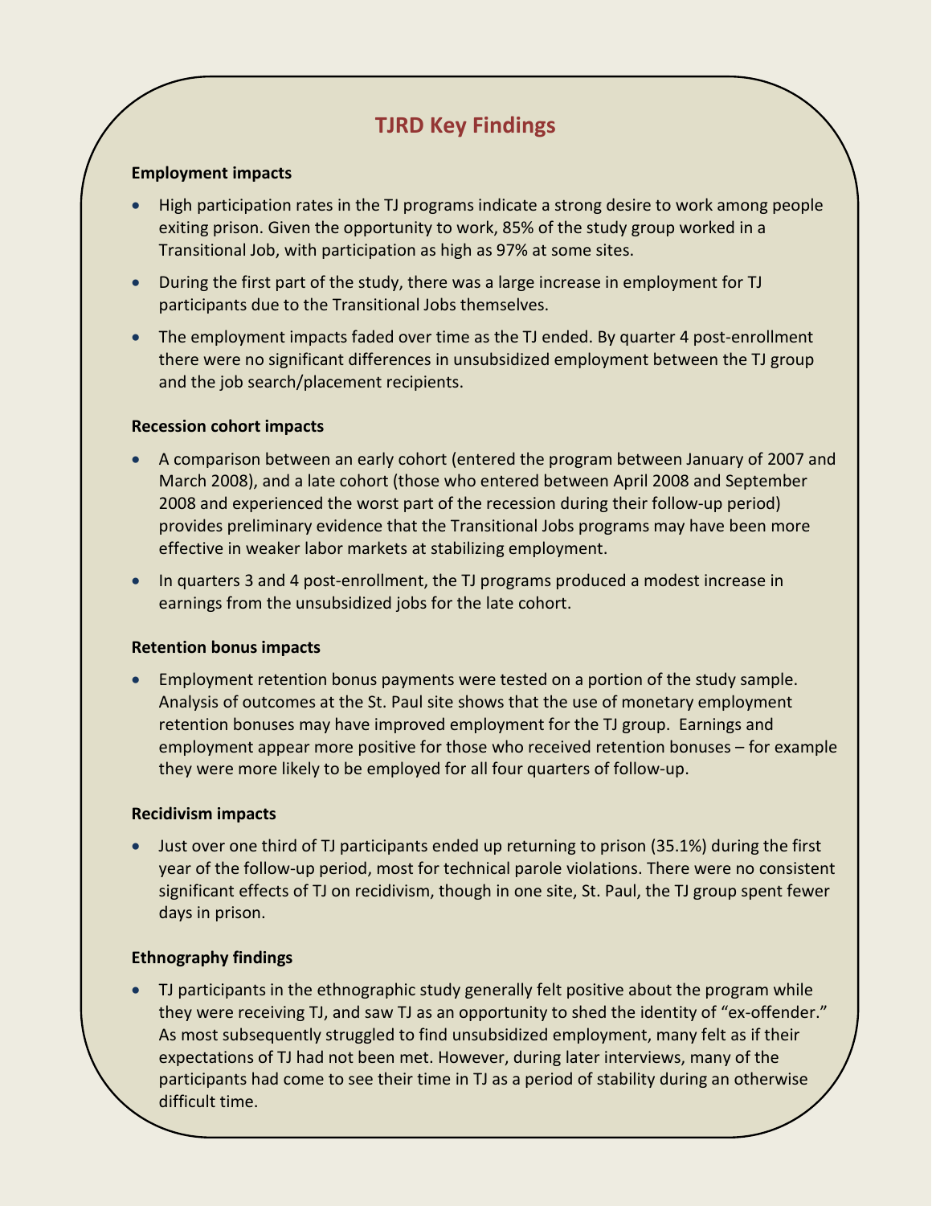## TJRD Key Findings

**Employment impacts**

- High participation rates in the TJ programs indicate a strong desire to work among people exiting prison. Given the opportunity to work, 85% of the study group worked in a Transitional Job, with participation as high as 97% at some sites.
- During the first part of the study, there was a large increase in employment for TJ participants due to the Transitional Jobs themselves.
- The employment impacts faded over time as the TJ ended. By quarter 4 post-enrollment there were no significant differences in unsubsidized employment between the TJ group and the job search/placement recipients.

**Recession cohort impacts**

- A comparison between an early cohort (entered the program between January of 2007 and March 2008), and a late cohort (those who entered between April 2008 and September 2008 and experienced the worst part of the recession during their follow-up period) provides preliminary evidence that the Transitional Jobs programs may have been more effective in weaker labor markets at stabilizing employment.
- In quarters 3 and 4 post-enrollment, the TJ programs produced a modest increase in earnings from the unsubsidized jobs for the late cohort.

**Retention bonus impacts**

- Employment retention bonus payments were tested on a portion of the study sample. Analysis of outcomes at the St. Paul site shows that the use of monetary employment retention bonuses may have improved employment for the TJ group. Earnings and employment appear more positive for those who received retention bonuses – for example they were more likely to be employed for all four quarters of follow-up.

**Recidivism impacts**

- Just over one third of TJ participants ended up returning to prison (35.1%) during the first year of the follow-up period, most for technical parole violations. There were no consistent significant effects of TJ on recidivism, though in one site, St. Paul, the TJ group spent fewer days in prison.

**Ethnography findings**

- TJ participants in the ethnographic study generally felt positive about the program while they were receiving TJ, and saw TJ as an opportunity to shed the identity of "ex-offender." As most subsequently struggled to find unsubsidized employment, many felt as if their expectations of TJ had not been met. However, during later interviews, many of the participants had come to see their time in TJ as a period of stability during an otherwise difficult time.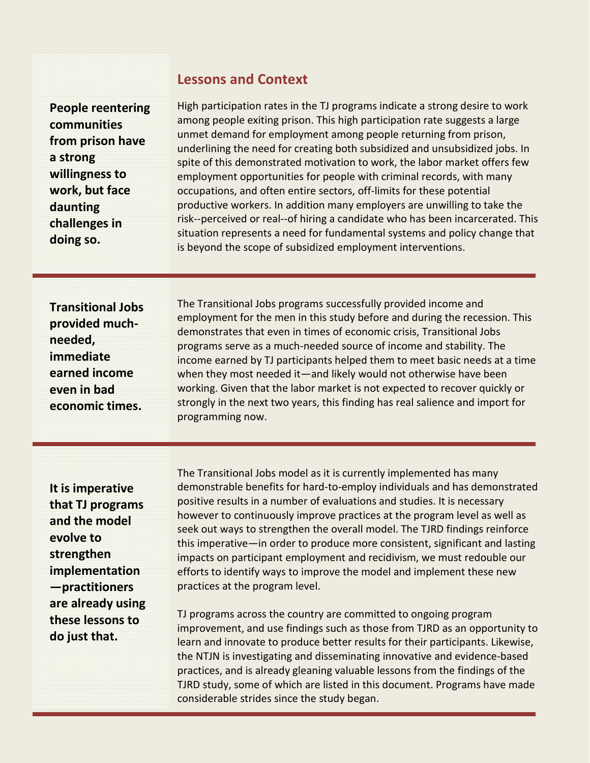## Lessons and Context

**People reentering communities from prison have a strong willingness to work, but face daunting challenges in doing so.**

High participation rates in the TJ programs indicate a strong desire to work among people exiting prison. This high participation rate suggests a large unmet demand for employment among people returning from prison, underlining the need for creating both subsidized and unsubsidized jobs. In spite of this demonstrated motivation to work, the labor market offers few employment opportunities for people with criminal records, with many occupations, and often entire sectors, off-limits for these potential productive workers. In addition many employers are unwilling to take the risk--perceived or real--of hiring a candidate who has been incarcerated. This situation represents a need for fundamental systems and policy change that is beyond the scope of subsidized employment interventions.

**Transitional Jobs provided much-needed, immediate earned income even in bad economic times.**

The Transitional Jobs programs successfully provided income and employment for the men in this study before and during the recession. This demonstrates that even in times of economic crisis, Transitional Jobs programs serve as a much-needed source of income and stability. The income earned by TJ participants helped them to meet basic needs at a time when they most needed it—and likely would not otherwise have been working. Given that the labor market is not expected to recover quickly or strongly in the next two years, this finding has real salience and import for programming now.

**It is imperative that TJ programs and the model evolve to strengthen implementation—practitioners are already using these lessons to do just that.**

The Transitional Jobs model as it is currently implemented has many demonstrable benefits for hard-to-employ individuals and has demonstrated positive results in a number of evaluations and studies. It is necessary however to continuously improve practices at the program level as well as seek out ways to strengthen the overall model. The TJRD findings reinforce this imperative—in order to produce more consistent, significant and lasting impacts on participant employment and recidivism, we must redouble our efforts to identify ways to improve the model and implement these new practices at the program level.

TJ programs across the country are committed to ongoing program improvement, and use findings such as those from TJRD as an opportunity to learn and innovate to produce better results for their participants. Likewise, the NTJN is investigating and disseminating innovative and evidence-based practices, and is already gleaning valuable lessons from the findings of the TJRD study, some of which are listed in this document. Programs have made considerable strides since the study began.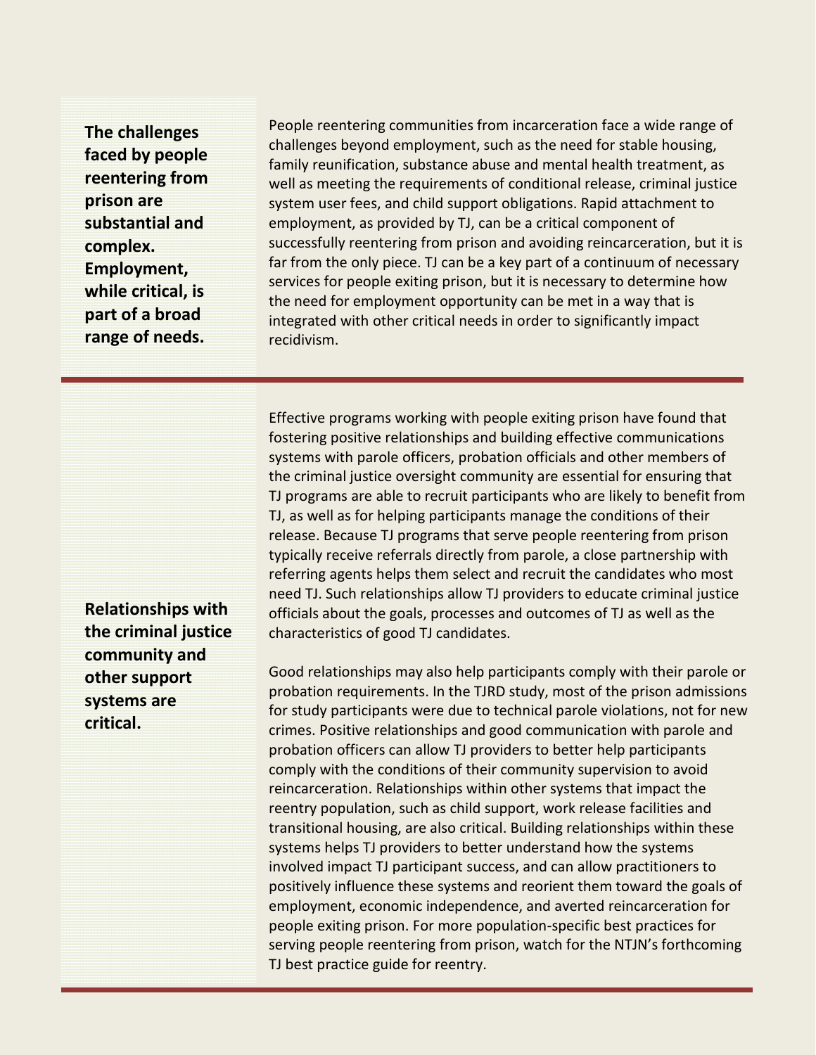**The challenges faced by people reentering from prison are substantial and complex. Employment, while critical, is part of a broad range of needs.**

People reentering communities from incarceration face a wide range of challenges beyond employment, such as the need for stable housing, family reunification, substance abuse and mental health treatment, as well as meeting the requirements of conditional release, criminal justice system user fees, and child support obligations. Rapid attachment to employment, as provided by TJ, can be a critical component of successfully reentering from prison and avoiding reincarceration, but it is far from the only piece. TJ can be a key part of a continuum of necessary services for people exiting prison, but it is necessary to determine how the need for employment opportunity can be met in a way that is integrated with other critical needs in order to significantly impact recidivism.

---

**Relationships with the criminal justice community and other support systems are critical.**

Effective programs working with people exiting prison have found that fostering positive relationships and building effective communications systems with parole officers, probation officials and other members of the criminal justice oversight community are essential for ensuring that TJ programs are able to recruit participants who are likely to benefit from TJ, as well as for helping participants manage the conditions of their release. Because TJ programs that serve people reentering from prison typically receive referrals directly from parole, a close partnership with referring agents helps them select and recruit the candidates who most need TJ. Such relationships allow TJ providers to educate criminal justice officials about the goals, processes and outcomes of TJ as well as the characteristics of good TJ candidates.

Good relationships may also help participants comply with their parole or probation requirements. In the TJRD study, most of the prison admissions for study participants were due to technical parole violations, not for new crimes. Positive relationships and good communication with parole and probation officers can allow TJ providers to better help participants comply with the conditions of their community supervision to avoid reincarceration. Relationships within other systems that impact the reentry population, such as child support, work release facilities and transitional housing, are also critical. Building relationships within these systems helps TJ providers to better understand how the systems involved impact TJ participant success, and can allow practitioners to positively influence these systems and reorient them toward the goals of employment, economic independence, and averted reincarceration for people exiting prison. For more population-specific best practices for serving people reentering from prison, watch for the NTJN's forthcoming TJ best practice guide for reentry.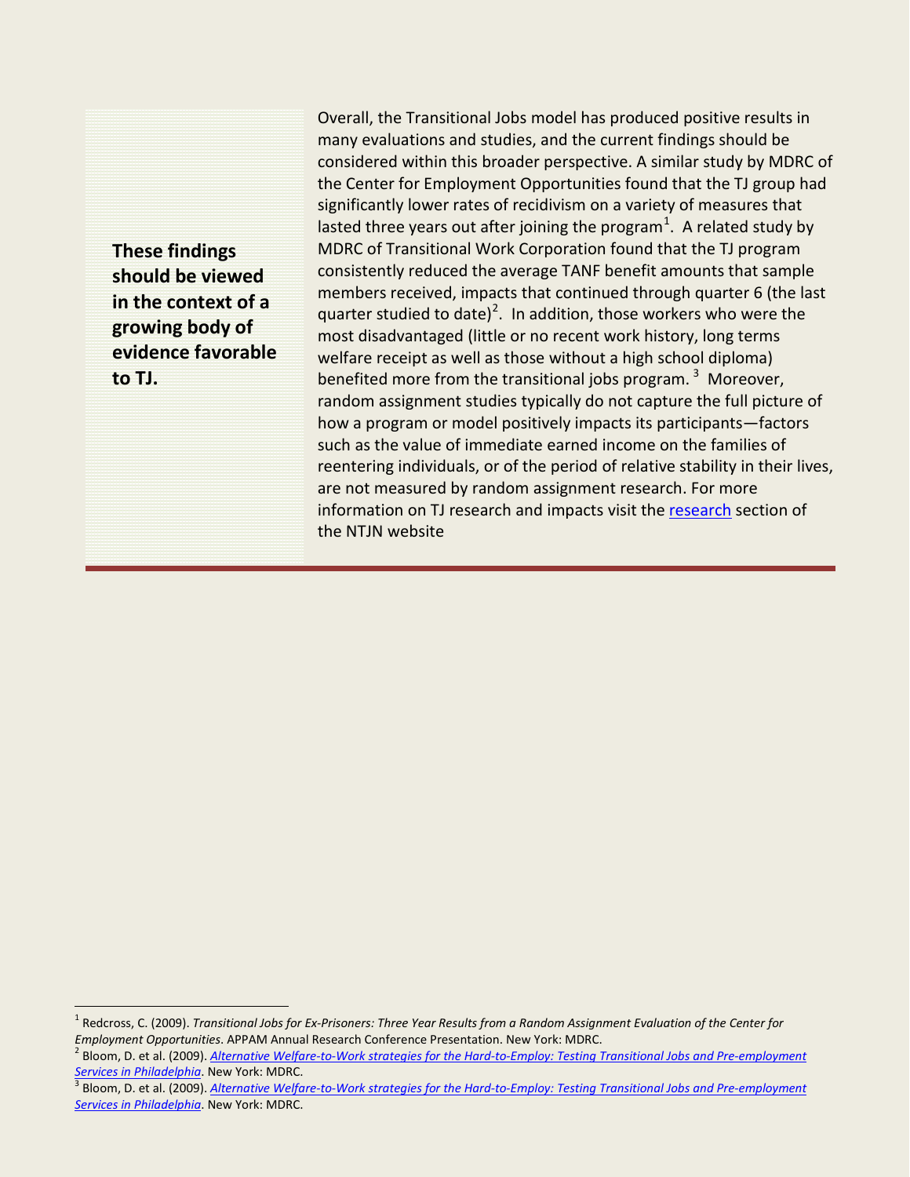**These findings should be viewed in the context of a growing body of evidence favorable to TJ.**

Overall, the Transitional Jobs model has produced positive results in many evaluations and studies, and the current findings should be considered within this broader perspective. A similar study by MDRC of the Center for Employment Opportunities found that the TJ group had significantly lower rates of recidivism on a variety of measures that lasted three years out after joining the program[1]. A related study by MDRC of Transitional Work Corporation found that the TJ program consistently reduced the average TANF benefit amounts that sample members received, impacts that continued through quarter 6 (the last quarter studied to date)[2]. In addition, those workers who were the most disadvantaged (little or no recent work history, long terms welfare receipt as well as those without a high school diploma) benefited more from the transitional jobs program.[3] Moreover, random assignment studies typically do not capture the full picture of how a program or model positively impacts its participants—factors such as the value of immediate earned income on the families of reentering individuals, or of the period of relative stability in their lives, are not measured by random assignment research. For more information on TJ research and impacts visit the research section of the NTJN website

---

[1] Redcross, C. (2009). *Transitional Jobs for Ex-Prisoners: Three Year Results from a Random Assignment Evaluation of the Center for Employment Opportunities*. APPAM Annual Research Conference Presentation. New York: MDRC.

[2] Bloom, D. et al. (2009). *Alternative Welfare-to-Work strategies for the Hard-to-Employ: Testing Transitional Jobs and Pre-employment Services in Philadelphia*. New York: MDRC.

[3] Bloom, D. et al. (2009). *Alternative Welfare-to-Work strategies for the Hard-to-Employ: Testing Transitional Jobs and Pre-employment Services in Philadelphia*. New York: MDRC.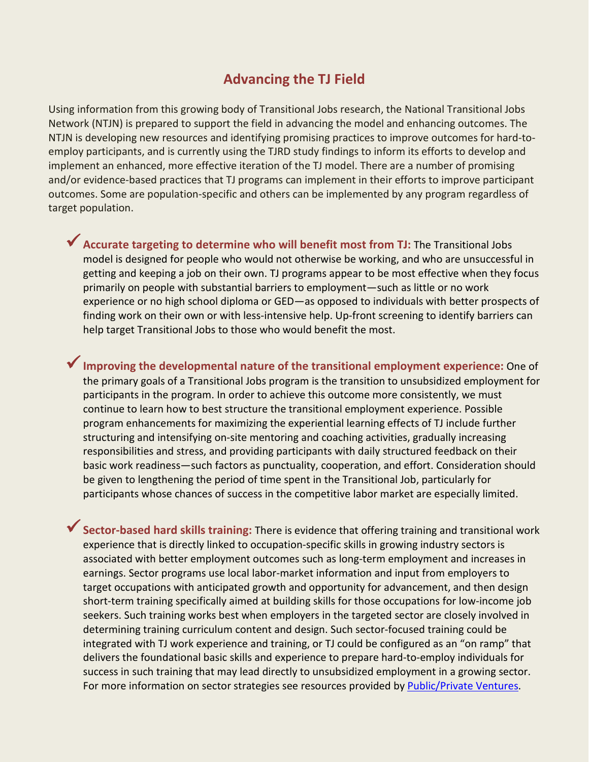## Advancing the TJ Field

Using information from this growing body of Transitional Jobs research, the National Transitional Jobs Network (NTJN) is prepared to support the field in advancing the model and enhancing outcomes. The NTJN is developing new resources and identifying promising practices to improve outcomes for hard-to-employ participants, and is currently using the TJRD study findings to inform its efforts to develop and implement an enhanced, more effective iteration of the TJ model. There are a number of promising and/or evidence-based practices that TJ programs can implement in their efforts to improve participant outcomes. Some are population-specific and others can be implemented by any program regardless of target population.

- ✓ **Accurate targeting to determine who will benefit most from TJ:** The Transitional Jobs model is designed for people who would not otherwise be working, and who are unsuccessful in getting and keeping a job on their own. TJ programs appear to be most effective when they focus primarily on people with substantial barriers to employment—such as little or no work experience or no high school diploma or GED—as opposed to individuals with better prospects of finding work on their own or with less-intensive help. Up-front screening to identify barriers can help target Transitional Jobs to those who would benefit the most.

- ✓ **Improving the developmental nature of the transitional employment experience:** One of the primary goals of a Transitional Jobs program is the transition to unsubsidized employment for participants in the program. In order to achieve this outcome more consistently, we must continue to learn how to best structure the transitional employment experience. Possible program enhancements for maximizing the experiential learning effects of TJ include further structuring and intensifying on-site mentoring and coaching activities, gradually increasing responsibilities and stress, and providing participants with daily structured feedback on their basic work readiness—such factors as punctuality, cooperation, and effort. Consideration should be given to lengthening the period of time spent in the Transitional Job, particularly for participants whose chances of success in the competitive labor market are especially limited.

- ✓ **Sector-based hard skills training:** There is evidence that offering training and transitional work experience that is directly linked to occupation-specific skills in growing industry sectors is associated with better employment outcomes such as long-term employment and increases in earnings. Sector programs use local labor-market information and input from employers to target occupations with anticipated growth and opportunity for advancement, and then design short-term training specifically aimed at building skills for those occupations for low-income job seekers. Such training works best when employers in the targeted sector are closely involved in determining training curriculum content and design. Such sector-focused training could be integrated with TJ work experience and training, or TJ could be configured as an "on ramp" that delivers the foundational basic skills and experience to prepare hard-to-employ individuals for success in such training that may lead directly to unsubsidized employment in a growing sector. For more information on sector strategies see resources provided by Public/Private Ventures.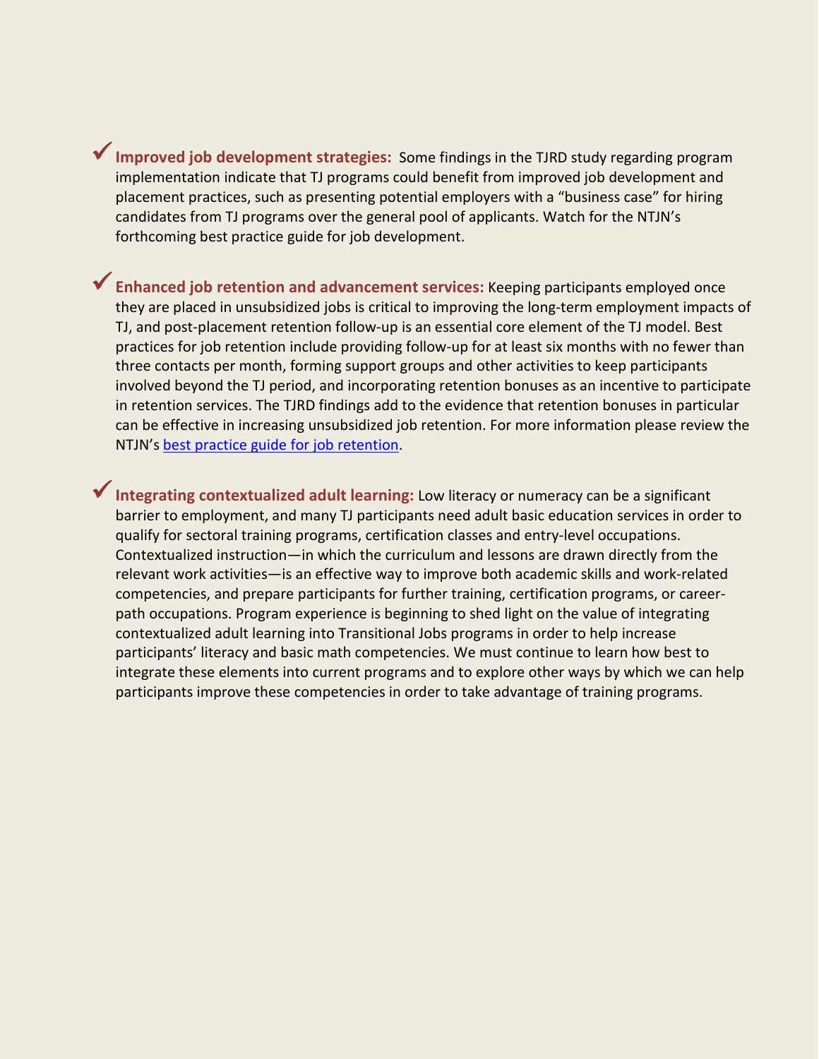- ✓ **Improved job development strategies:** Some findings in the TJRD study regarding program implementation indicate that TJ programs could benefit from improved job development and placement practices, such as presenting potential employers with a "business case" for hiring candidates from TJ programs over the general pool of applicants. Watch for the NTJN's forthcoming best practice guide for job development.

- ✓ **Enhanced job retention and advancement services:** Keeping participants employed once they are placed in unsubsidized jobs is critical to improving the long-term employment impacts of TJ, and post-placement retention follow-up is an essential core element of the TJ model. Best practices for job retention include providing follow-up for at least six months with no fewer than three contacts per month, forming support groups and other activities to keep participants involved beyond the TJ period, and incorporating retention bonuses as an incentive to participate in retention services. The TJRD findings add to the evidence that retention bonuses in particular can be effective in increasing unsubsidized job retention. For more information please review the NTJN's best practice guide for job retention.

- ✓ **Integrating contextualized adult learning:** Low literacy or numeracy can be a significant barrier to employment, and many TJ participants need adult basic education services in order to qualify for sectoral training programs, certification classes and entry-level occupations. Contextualized instruction—in which the curriculum and lessons are drawn directly from the relevant work activities—is an effective way to improve both academic skills and work-related competencies, and prepare participants for further training, certification programs, or career-path occupations. Program experience is beginning to shed light on the value of integrating contextualized adult learning into Transitional Jobs programs in order to help increase participants' literacy and basic math competencies. We must continue to learn how best to integrate these elements into current programs and to explore other ways by which we can help participants improve these competencies in order to take advantage of training programs.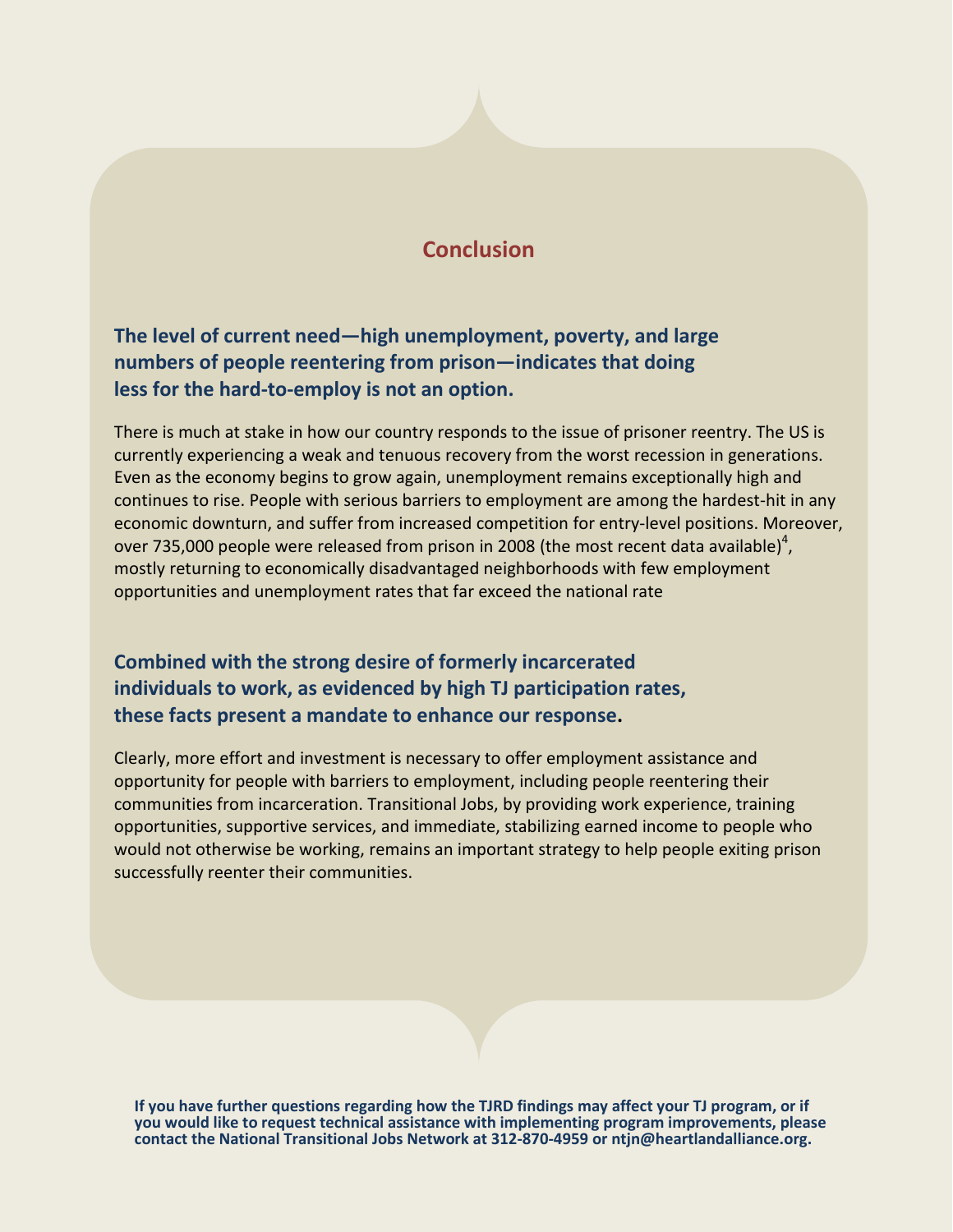## Conclusion

**The level of current need—high unemployment, poverty, and large numbers of people reentering from prison—indicates that doing less for the hard-to-employ is not an option.**

There is much at stake in how our country responds to the issue of prisoner reentry. The US is currently experiencing a weak and tenuous recovery from the worst recession in generations. Even as the economy begins to grow again, unemployment remains exceptionally high and continues to rise. People with serious barriers to employment are among the hardest-hit in any economic downturn, and suffer from increased competition for entry-level positions. Moreover, over 735,000 people were released from prison in 2008 (the most recent data available)[4], mostly returning to economically disadvantaged neighborhoods with few employment opportunities and unemployment rates that far exceed the national rate

**Combined with the strong desire of formerly incarcerated individuals to work, as evidenced by high TJ participation rates, these facts present a mandate to enhance our response.**

Clearly, more effort and investment is necessary to offer employment assistance and opportunity for people with barriers to employment, including people reentering their communities from incarceration. Transitional Jobs, by providing work experience, training opportunities, supportive services, and immediate, stabilizing earned income to people who would not otherwise be working, remains an important strategy to help people exiting prison successfully reenter their communities.

**If you have further questions regarding how the TJRD findings may affect your TJ program, or if you would like to request technical assistance with implementing program improvements, please contact the National Transitional Jobs Network at 312-870-4959 or ntjn@heartlandalliance.org.**